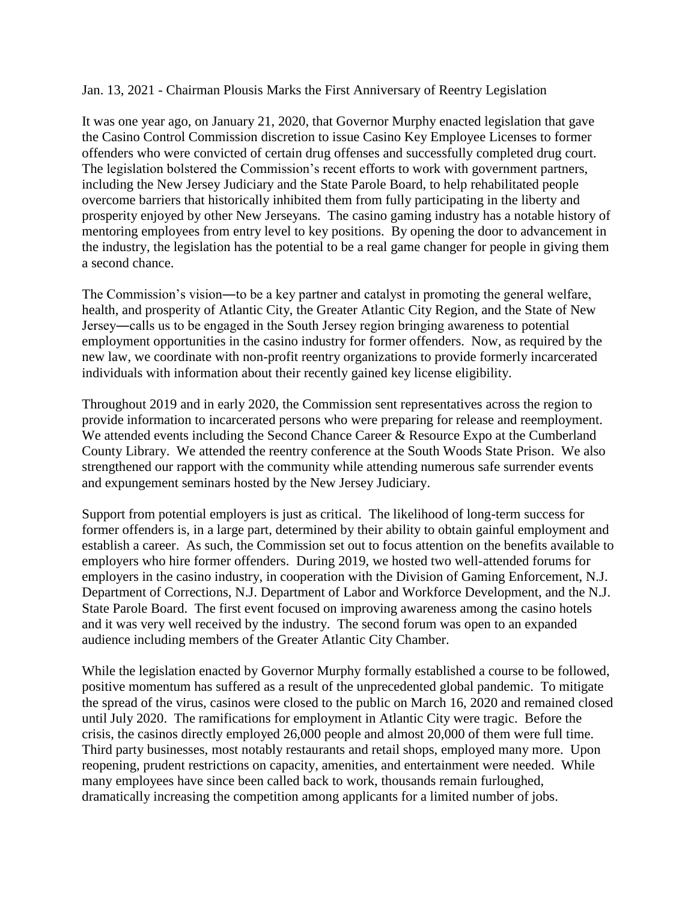Jan. 13, 2021 - Chairman Plousis Marks the First Anniversary of Reentry Legislation

It was one year ago, on January 21, 2020, that Governor Murphy enacted legislation that gave the Casino Control Commission discretion to issue Casino Key Employee Licenses to former offenders who were convicted of certain drug offenses and successfully completed drug court. The legislation bolstered the Commission's recent efforts to work with government partners, including the New Jersey Judiciary and the State Parole Board, to help rehabilitated people overcome barriers that historically inhibited them from fully participating in the liberty and prosperity enjoyed by other New Jerseyans. The casino gaming industry has a notable history of mentoring employees from entry level to key positions. By opening the door to advancement in the industry, the legislation has the potential to be a real game changer for people in giving them a second chance.

The Commission's vision―to be a key partner and catalyst in promoting the general welfare, health, and prosperity of Atlantic City, the Greater Atlantic City Region, and the State of New Jersey―calls us to be engaged in the South Jersey region bringing awareness to potential employment opportunities in the casino industry for former offenders. Now, as required by the new law, we coordinate with non-profit reentry organizations to provide formerly incarcerated individuals with information about their recently gained key license eligibility.

Throughout 2019 and in early 2020, the Commission sent representatives across the region to provide information to incarcerated persons who were preparing for release and reemployment. We attended events including the Second Chance Career & Resource Expo at the Cumberland County Library. We attended the reentry conference at the South Woods State Prison. We also strengthened our rapport with the community while attending numerous safe surrender events and expungement seminars hosted by the New Jersey Judiciary.

Support from potential employers is just as critical. The likelihood of long-term success for former offenders is, in a large part, determined by their ability to obtain gainful employment and establish a career. As such, the Commission set out to focus attention on the benefits available to employers who hire former offenders. During 2019, we hosted two well-attended forums for employers in the casino industry, in cooperation with the Division of Gaming Enforcement, N.J. Department of Corrections, N.J. Department of Labor and Workforce Development, and the N.J. State Parole Board. The first event focused on improving awareness among the casino hotels and it was very well received by the industry. The second forum was open to an expanded audience including members of the Greater Atlantic City Chamber.

While the legislation enacted by Governor Murphy formally established a course to be followed, positive momentum has suffered as a result of the unprecedented global pandemic. To mitigate the spread of the virus, casinos were closed to the public on March 16, 2020 and remained closed until July 2020. The ramifications for employment in Atlantic City were tragic. Before the crisis, the casinos directly employed 26,000 people and almost 20,000 of them were full time. Third party businesses, most notably restaurants and retail shops, employed many more. Upon reopening, prudent restrictions on capacity, amenities, and entertainment were needed. While many employees have since been called back to work, thousands remain furloughed, dramatically increasing the competition among applicants for a limited number of jobs.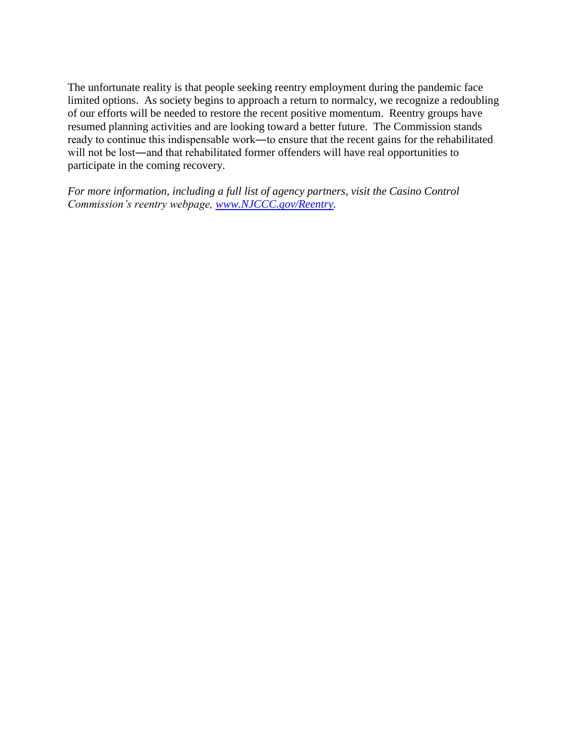The unfortunate reality is that people seeking reentry employment during the pandemic face limited options. As society begins to approach a return to normalcy, we recognize a redoubling of our efforts will be needed to restore the recent positive momentum. Reentry groups have resumed planning activities and are looking toward a better future. The Commission stands ready to continue this indispensable work—to ensure that the recent gains for the rehabilitated will not be lost—and that rehabilitated former offenders will have real opportunities to participate in the coming recovery.

*For more information, including a full list of agency partners, visit the Casino Control Commission's reentry webpage, [www.NJCCC.gov/Reentry](http://www.NJCCC.gov/Reentry).*